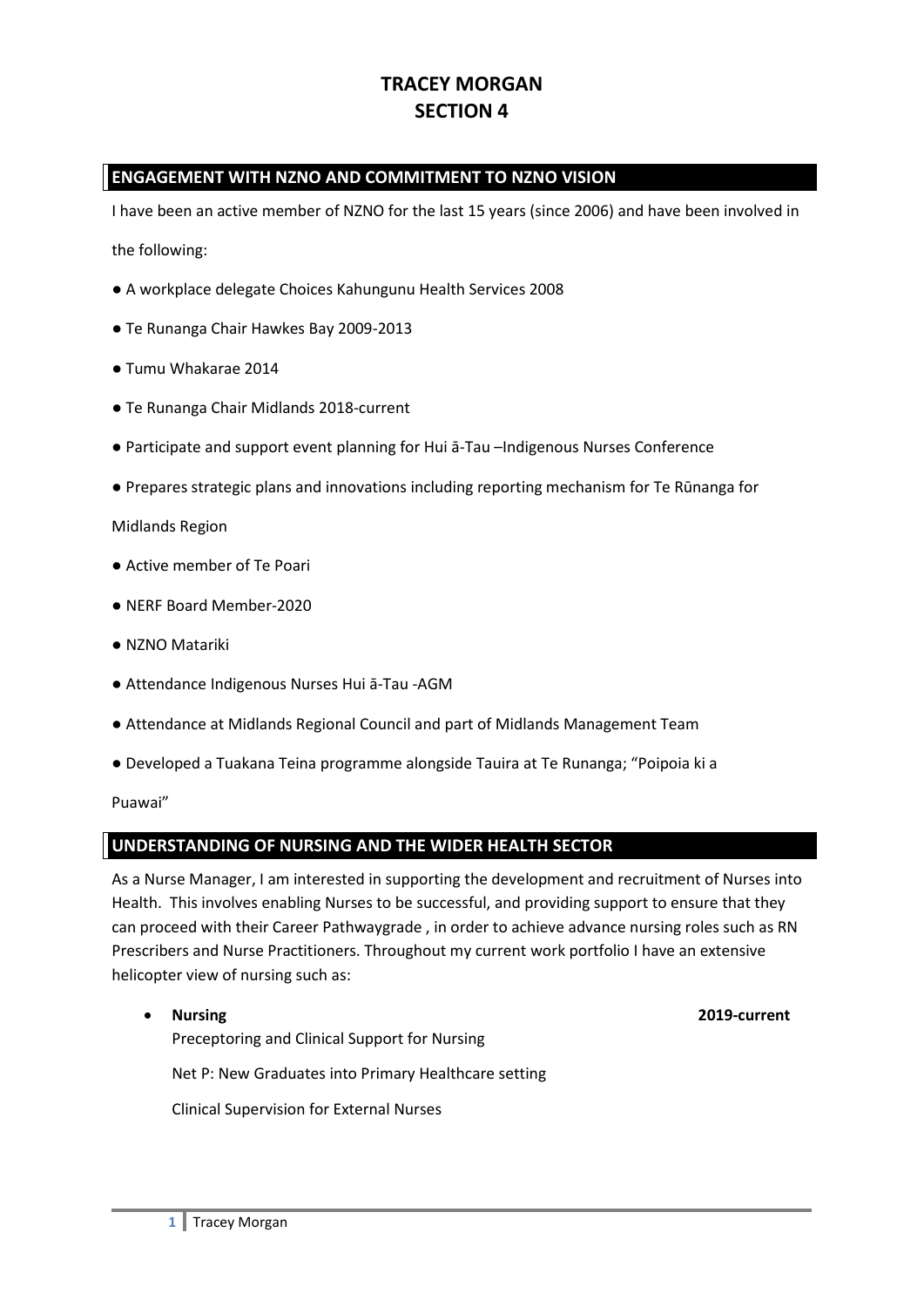# TRACEY MORGAN
# SECTION 4

## ENGAGEMENT WITH NZNO AND COMMITMENT TO NZNO VISION

I have been an active member of NZNO for the last 15 years (since 2006) and have been involved in the following:

- A workplace delegate Choices Kahungunu Health Services 2008
- Te Runanga Chair Hawkes Bay 2009-2013
- Tumu Whakarae 2014
- Te Runanga Chair Midlands 2018-current
- Participate and support event planning for Hui ā-Tau –Indigenous Nurses Conference
- Prepares strategic plans and innovations including reporting mechanism for Te Rūnanga for Midlands Region
- Active member of Te Poari
- NERF Board Member-2020
- NZNO Matariki
- Attendance Indigenous Nurses Hui ā-Tau -AGM
- Attendance at Midlands Regional Council and part of Midlands Management Team
- Developed a Tuakana Teina programme alongside Tauira at Te Runanga; "Poipoia ki a Puawai"

## UNDERSTANDING OF NURSING AND THE WIDER HEALTH SECTOR

As a Nurse Manager, I am interested in supporting the development and recruitment of Nurses into Health. This involves enabling Nurses to be successful, and providing support to ensure that they can proceed with their Career Pathwaygrade , in order to achieve advance nursing roles such as RN Prescribers and Nurse Practitioners. Throughout my current work portfolio I have an extensive helicopter view of nursing such as:

- **Nursing** **2019-current**

  Preceptoring and Clinical Support for Nursing

  Net P: New Graduates into Primary Healthcare setting

  Clinical Supervision for External Nurses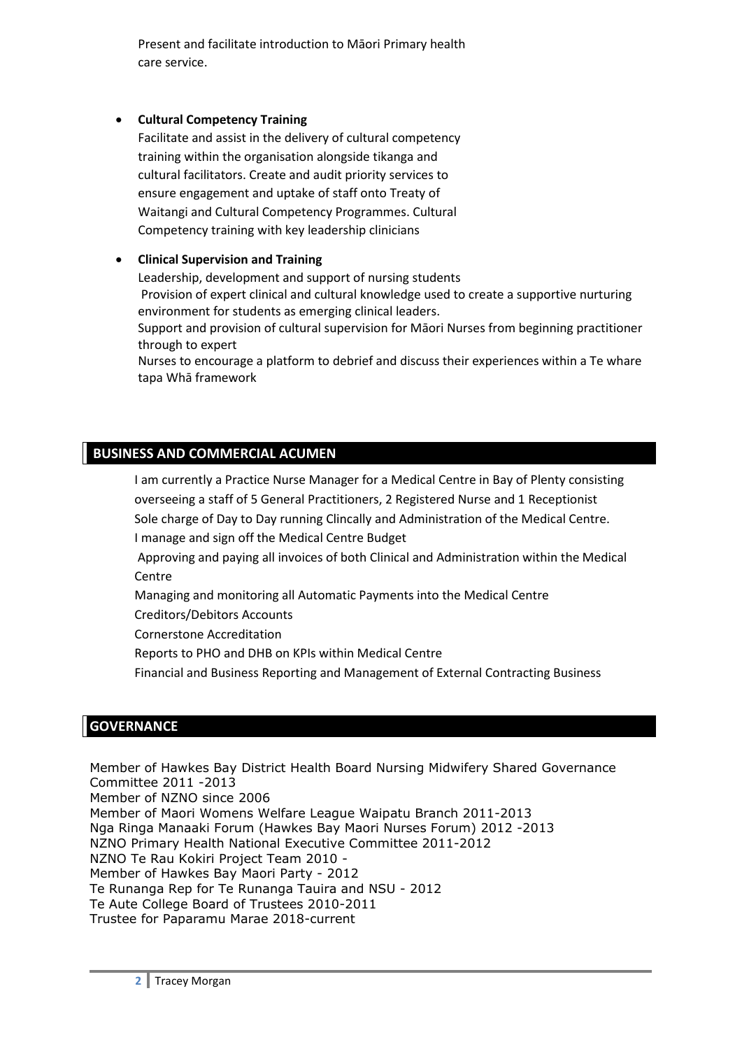Present and facilitate introduction to Māori Primary health care service.

- **Cultural Competency Training**
  Facilitate and assist in the delivery of cultural competency training within the organisation alongside tikanga and cultural facilitators. Create and audit priority services to ensure engagement and uptake of staff onto Treaty of Waitangi and Cultural Competency Programmes. Cultural Competency training with key leadership clinicians

- **Clinical Supervision and Training**
  Leadership, development and support of nursing students
  Provision of expert clinical and cultural knowledge used to create a supportive nurturing environment for students as emerging clinical leaders.
  Support and provision of cultural supervision for Māori Nurses from beginning practitioner through to expert
  Nurses to encourage a platform to debrief and discuss their experiences within a Te whare tapa Whā framework

## BUSINESS AND COMMERCIAL ACUMEN

I am currently a Practice Nurse Manager for a Medical Centre in Bay of Plenty consisting overseeing a staff of 5 General Practitioners, 2 Registered Nurse and 1 Receptionist
Sole charge of Day to Day running Clincally and Administration of the Medical Centre.
I manage and sign off the Medical Centre Budget
Approving and paying all invoices of both Clinical and Administration within the Medical Centre
Managing and monitoring all Automatic Payments into the Medical Centre
Creditors/Debitors Accounts
Cornerstone Accreditation
Reports to PHO and DHB on KPIs within Medical Centre
Financial and Business Reporting and Management of External Contracting Business

## GOVERNANCE

Member of Hawkes Bay District Health Board Nursing Midwifery Shared Governance Committee 2011 -2013
Member of NZNO since 2006
Member of Maori Womens Welfare League Waipatu Branch 2011-2013
Nga Ringa Manaaki Forum (Hawkes Bay Maori Nurses Forum) 2012 -2013
NZNO Primary Health National Executive Committee 2011-2012
NZNO Te Rau Kokiri Project Team 2010 -
Member of Hawkes Bay Maori Party - 2012
Te Runanga Rep for Te Runanga Tauira and NSU - 2012
Te Aute College Board of Trustees 2010-2011
Trustee for Paparamu Marae 2018-current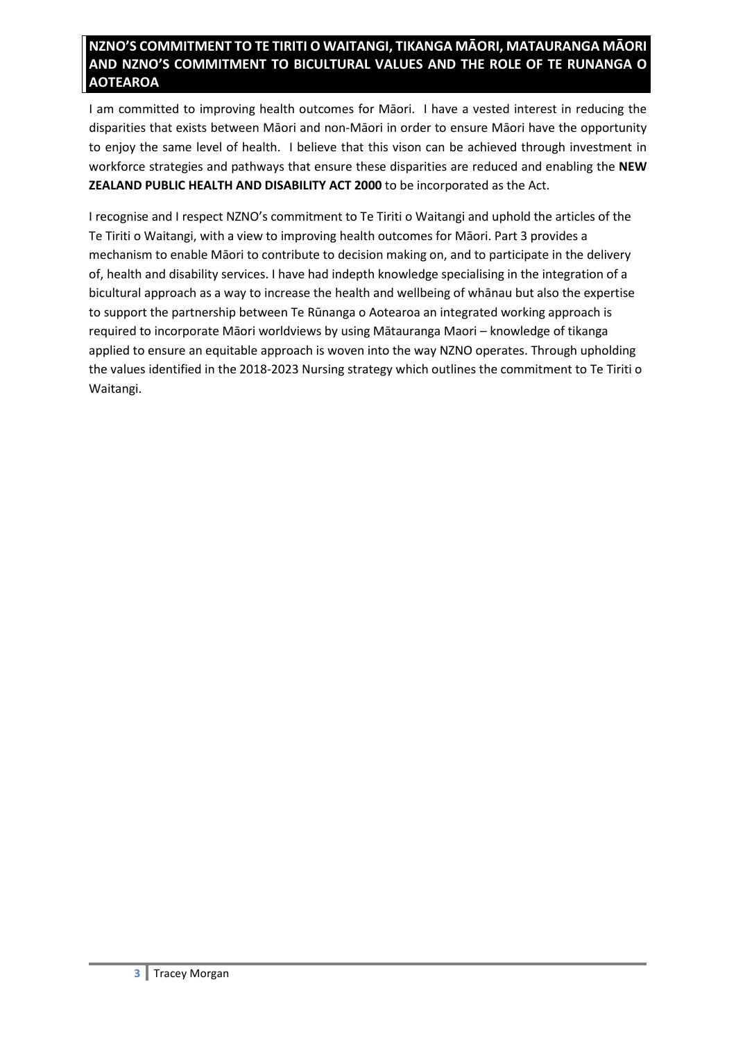## NZNO'S COMMITMENT TO TE TIRITI O WAITANGI, TIKANGA MĀORI, MATAURANGA MĀORI AND NZNO'S COMMITMENT TO BICULTURAL VALUES AND THE ROLE OF TE RUNANGA O AOTEAROA

I am committed to improving health outcomes for Māori. I have a vested interest in reducing the disparities that exists between Māori and non-Māori in order to ensure Māori have the opportunity to enjoy the same level of health. I believe that this vison can be achieved through investment in workforce strategies and pathways that ensure these disparities are reduced and enabling the **NEW ZEALAND PUBLIC HEALTH AND DISABILITY ACT 2000** to be incorporated as the Act.

I recognise and I respect NZNO's commitment to Te Tiriti o Waitangi and uphold the articles of the Te Tiriti o Waitangi, with a view to improving health outcomes for Māori. Part 3 provides a mechanism to enable Māori to contribute to decision making on, and to participate in the delivery of, health and disability services. I have had indepth knowledge specialising in the integration of a bicultural approach as a way to increase the health and wellbeing of whānau but also the expertise to support the partnership between Te Rūnanga o Aotearoa an integrated working approach is required to incorporate Māori worldviews by using Mātauranga Maori – knowledge of tikanga applied to ensure an equitable approach is woven into the way NZNO operates. Through upholding the values identified in the 2018-2023 Nursing strategy which outlines the commitment to Te Tiriti o Waitangi.